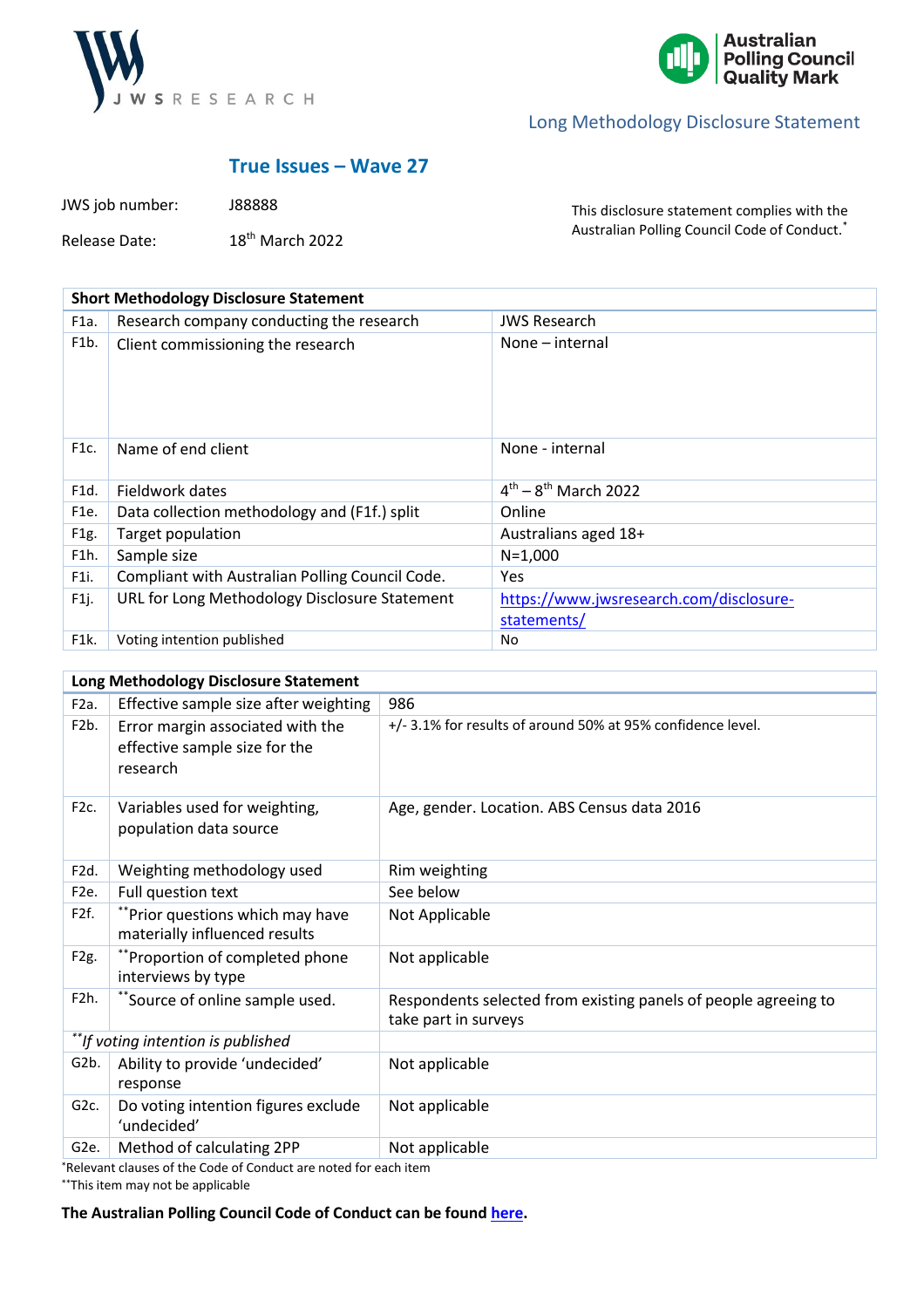JWS RESEARCH

Australian Polling Council Quality Mark

Long Methodology Disclosure Statement

## True Issues – Wave 27

JWS job number: J88888

Release Date: 18th March 2022

This disclosure statement complies with the Australian Polling Council Code of Conduct.*

| Short Methodology Disclosure Statement | | |
|---|---|---|
| F1a. | Research company conducting the research | JWS Research |
| F1b. | Client commissioning the research | None – internal |
| F1c. | Name of end client | None - internal |
| F1d. | Fieldwork dates | 4th – 8th March 2022 |
| F1e. | Data collection methodology and (F1f.) split | Online |
| F1g. | Target population | Australians aged 18+ |
| F1h. | Sample size | N=1,000 |
| F1i. | Compliant with Australian Polling Council Code. | Yes |
| F1j. | URL for Long Methodology Disclosure Statement | https://www.jwsresearch.com/disclosure-statements/ |
| F1k. | Voting intention published | No |

| Long Methodology Disclosure Statement | | |
|---|---|---|
| F2a. | Effective sample size after weighting | 986 |
| F2b. | Error margin associated with the effective sample size for the research | +/- 3.1% for results of around 50% at 95% confidence level. |
| F2c. | Variables used for weighting, population data source | Age, gender. Location. ABS Census data 2016 |
| F2d. | Weighting methodology used | Rim weighting |
| F2e. | Full question text | See below |
| F2f. | **Prior questions which may have materially influenced results | Not Applicable |
| F2g. | **Proportion of completed phone interviews by type | Not applicable |
| F2h. | **Source of online sample used. | Respondents selected from existing panels of people agreeing to take part in surveys |
| ***If voting intention is published* | | |
| G2b. | Ability to provide 'undecided' response | Not applicable |
| G2c. | Do voting intention figures exclude 'undecided' | Not applicable |
| G2e. | Method of calculating 2PP | Not applicable |

*Relevant clauses of the Code of Conduct are noted for each item

**This item may not be applicable

**The Australian Polling Council Code of Conduct can be found here.**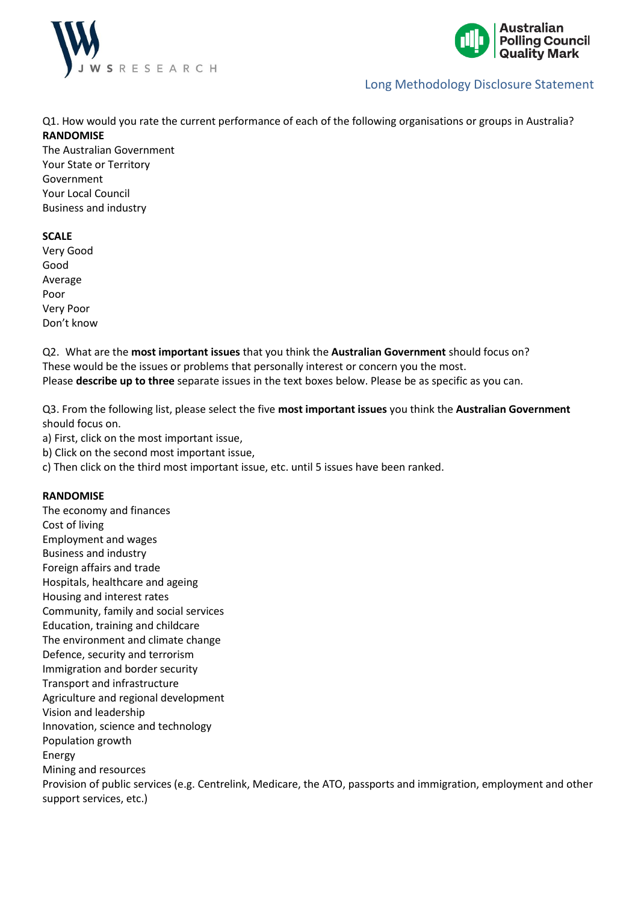Q1. How would you rate the current performance of each of the following organisations or groups in Australia?

**RANDOMISE**

The Australian Government
Your State or Territory Government
Your Local Council
Business and industry

**SCALE**

Very Good
Good
Average
Poor
Very Poor
Don't know

Q2. What are the **most important issues** that you think the **Australian Government** should focus on?
These would be the issues or problems that personally interest or concern you the most.
Please **describe up to three** separate issues in the text boxes below. Please be as specific as you can.

Q3. From the following list, please select the five **most important issues** you think the **Australian Government** should focus on.

a) First, click on the most important issue,
b) Click on the second most important issue,
c) Then click on the third most important issue, etc. until 5 issues have been ranked.

**RANDOMISE**

The economy and finances
Cost of living
Employment and wages
Business and industry
Foreign affairs and trade
Hospitals, healthcare and ageing
Housing and interest rates
Community, family and social services
Education, training and childcare
The environment and climate change
Defence, security and terrorism
Immigration and border security
Transport and infrastructure
Agriculture and regional development
Vision and leadership
Innovation, science and technology
Population growth
Energy
Mining and resources
Provision of public services (e.g. Centrelink, Medicare, the ATO, passports and immigration, employment and other support services, etc.)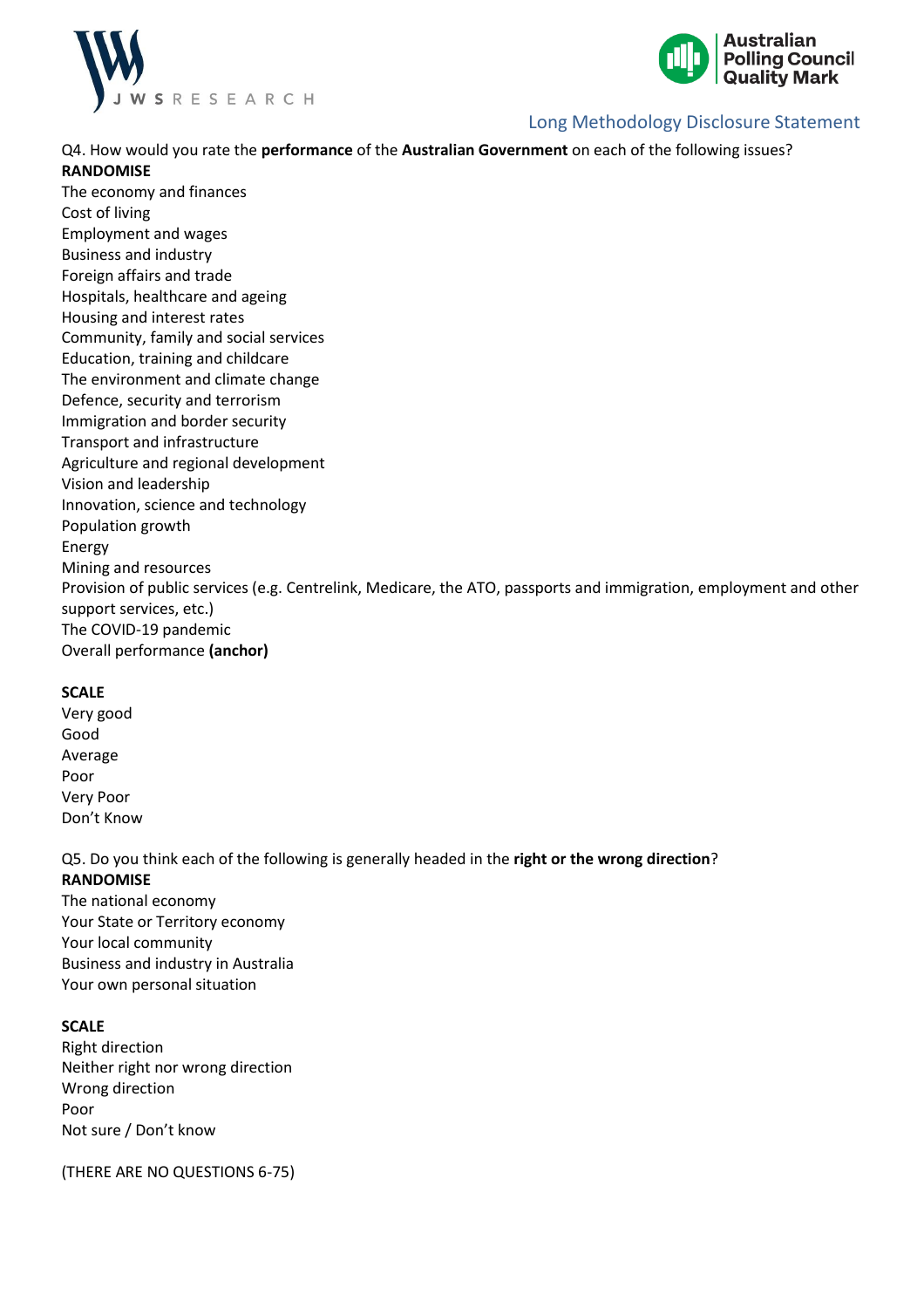Q4. How would you rate the **performance** of the **Australian Government** on each of the following issues?

**RANDOMISE**

The economy and finances
Cost of living
Employment and wages
Business and industry
Foreign affairs and trade
Hospitals, healthcare and ageing
Housing and interest rates
Community, family and social services
Education, training and childcare
The environment and climate change
Defence, security and terrorism
Immigration and border security
Transport and infrastructure
Agriculture and regional development
Vision and leadership
Innovation, science and technology
Population growth
Energy
Mining and resources
Provision of public services (e.g. Centrelink, Medicare, the ATO, passports and immigration, employment and other support services, etc.)
The COVID-19 pandemic
Overall performance **(anchor)**

**SCALE**

Very good
Good
Average
Poor
Very Poor
Don't Know

Q5. Do you think each of the following is generally headed in the **right or the wrong direction**?

**RANDOMISE**

The national economy
Your State or Territory economy
Your local community
Business and industry in Australia
Your own personal situation

**SCALE**

Right direction
Neither right nor wrong direction
Wrong direction
Poor
Not sure / Don't know

(THERE ARE NO QUESTIONS 6-75)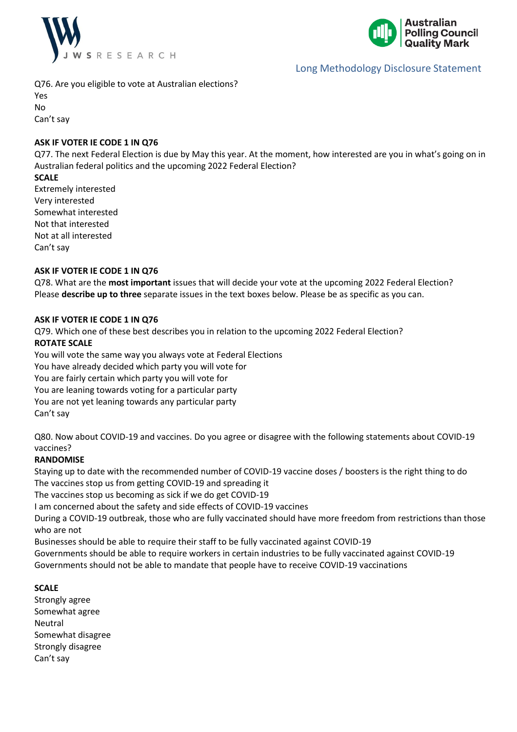Q76. Are you eligible to vote at Australian elections?
Yes
No
Can't say

**ASK IF VOTER IE CODE 1 IN Q76**
Q77. The next Federal Election is due by May this year. At the moment, how interested are you in what's going on in Australian federal politics and the upcoming 2022 Federal Election?
**SCALE**
Extremely interested
Very interested
Somewhat interested
Not that interested
Not at all interested
Can't say

**ASK IF VOTER IE CODE 1 IN Q76**
Q78. What are the **most important** issues that will decide your vote at the upcoming 2022 Federal Election? Please **describe up to three** separate issues in the text boxes below. Please be as specific as you can.

**ASK IF VOTER IE CODE 1 IN Q76**
Q79. Which one of these best describes you in relation to the upcoming 2022 Federal Election?
**ROTATE SCALE**
You will vote the same way you always vote at Federal Elections
You have already decided which party you will vote for
You are fairly certain which party you will vote for
You are leaning towards voting for a particular party
You are not yet leaning towards any particular party
Can't say

Q80. Now about COVID-19 and vaccines. Do you agree or disagree with the following statements about COVID-19 vaccines?
**RANDOMISE**
Staying up to date with the recommended number of COVID-19 vaccine doses / boosters is the right thing to do
The vaccines stop us from getting COVID-19 and spreading it
The vaccines stop us becoming as sick if we do get COVID-19
I am concerned about the safety and side effects of COVID-19 vaccines
During a COVID-19 outbreak, those who are fully vaccinated should have more freedom from restrictions than those who are not
Businesses should be able to require their staff to be fully vaccinated against COVID-19
Governments should be able to require workers in certain industries to be fully vaccinated against COVID-19
Governments should not be able to mandate that people have to receive COVID-19 vaccinations

**SCALE**
Strongly agree
Somewhat agree
Neutral
Somewhat disagree
Strongly disagree
Can't say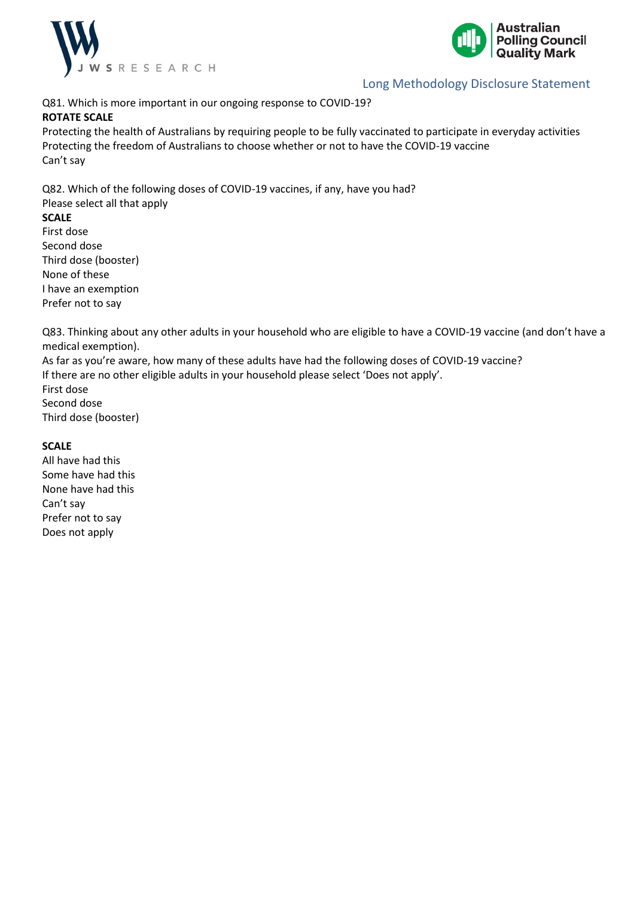Q81. Which is more important in our ongoing response to COVID-19?

**ROTATE SCALE**

Protecting the health of Australians by requiring people to be fully vaccinated to participate in everyday activities
Protecting the freedom of Australians to choose whether or not to have the COVID-19 vaccine
Can't say

Q82. Which of the following doses of COVID-19 vaccines, if any, have you had?
Please select all that apply

**SCALE**

First dose
Second dose
Third dose (booster)
None of these
I have an exemption
Prefer not to say

Q83. Thinking about any other adults in your household who are eligible to have a COVID-19 vaccine (and don't have a medical exemption).
As far as you're aware, how many of these adults have had the following doses of COVID-19 vaccine?
If there are no other eligible adults in your household please select 'Does not apply'.
First dose
Second dose
Third dose (booster)

**SCALE**

All have had this
Some have had this
None have had this
Can't say
Prefer not to say
Does not apply